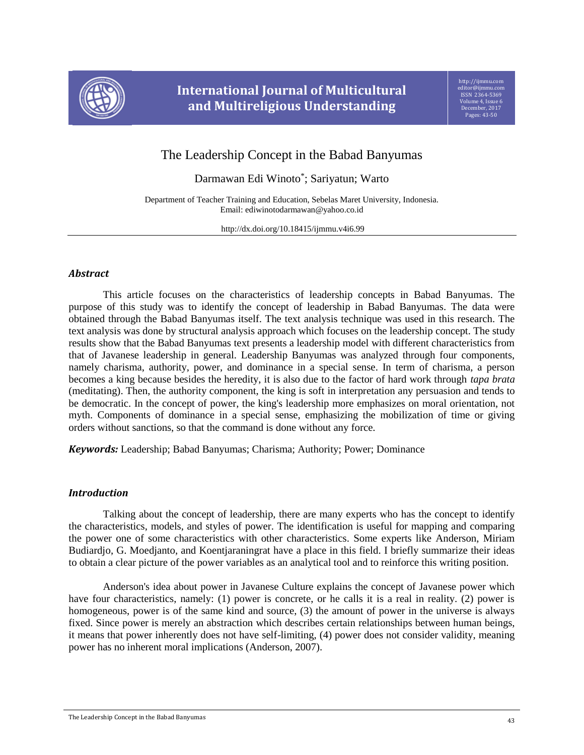# The Leadership Concept in the Babad Banyumas

Darmawan Edi Winoto*; Sariyatun; Warto

Department of Teacher Training and Education, Sebelas Maret University, Indonesia.
Email: ediwinotodarmawan@yahoo.co.id

http://dx.doi.org/10.18415/ijmmu.v4i6.99

## *Abstract*

This article focuses on the characteristics of leadership concepts in Babad Banyumas. The purpose of this study was to identify the concept of leadership in Babad Banyumas. The data were obtained through the Babad Banyumas itself. The text analysis technique was used in this research. The text analysis was done by structural analysis approach which focuses on the leadership concept. The study results show that the Babad Banyumas text presents a leadership model with different characteristics from that of Javanese leadership in general. Leadership Banyumas was analyzed through four components, namely charisma, authority, power, and dominance in a special sense. In term of charisma, a person becomes a king because besides the heredity, it is also due to the factor of hard work through *tapa brata* (meditating). Then, the authority component, the king is soft in interpretation any persuasion and tends to be democratic. In the concept of power, the king's leadership more emphasizes on moral orientation, not myth. Components of dominance in a special sense, emphasizing the mobilization of time or giving orders without sanctions, so that the command is done without any force.

***Keywords:*** Leadership; Babad Banyumas; Charisma; Authority; Power; Dominance

## *Introduction*

Talking about the concept of leadership, there are many experts who has the concept to identify the characteristics, models, and styles of power. The identification is useful for mapping and comparing the power one of some characteristics with other characteristics. Some experts like Anderson, Miriam Budiardjo, G. Moedjanto, and Koentjaraningrat have a place in this field. I briefly summarize their ideas to obtain a clear picture of the power variables as an analytical tool and to reinforce this writing position.

Anderson's idea about power in Javanese Culture explains the concept of Javanese power which have four characteristics, namely: (1) power is concrete, or he calls it is a real in reality. (2) power is homogeneous, power is of the same kind and source, (3) the amount of power in the universe is always fixed. Since power is merely an abstraction which describes certain relationships between human beings, it means that power inherently does not have self-limiting, (4) power does not consider validity, meaning power has no inherent moral implications (Anderson, 2007).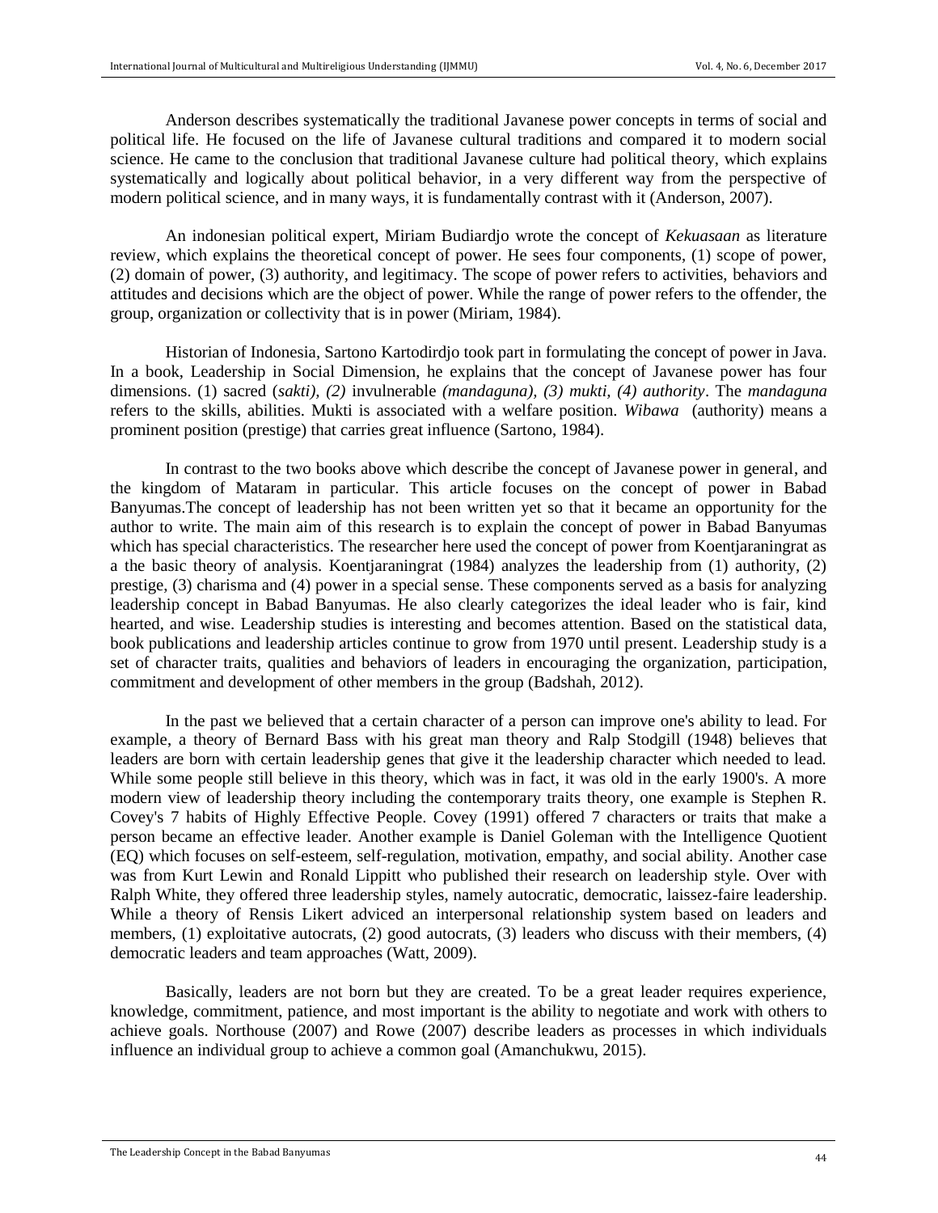Anderson describes systematically the traditional Javanese power concepts in terms of social and political life. He focused on the life of Javanese cultural traditions and compared it to modern social science. He came to the conclusion that traditional Javanese culture had political theory, which explains systematically and logically about political behavior, in a very different way from the perspective of modern political science, and in many ways, it is fundamentally contrast with it (Anderson, 2007).

An indonesian political expert, Miriam Budiardjo wrote the concept of *Kekuasaan* as literature review, which explains the theoretical concept of power. He sees four components, (1) scope of power, (2) domain of power, (3) authority, and legitimacy. The scope of power refers to activities, behaviors and attitudes and decisions which are the object of power. While the range of power refers to the offender, the group, organization or collectivity that is in power (Miriam, 1984).

Historian of Indonesia, Sartono Kartodirdjo took part in formulating the concept of power in Java. In a book, Leadership in Social Dimension, he explains that the concept of Javanese power has four dimensions. (1) sacred (*sakti), (2)* invulnerable *(mandaguna), (3) mukti, (4) authority*. The *mandaguna* refers to the skills, abilities. Mukti is associated with a welfare position. *Wibawa* (authority) means a prominent position (prestige) that carries great influence (Sartono, 1984).

In contrast to the two books above which describe the concept of Javanese power in general, and the kingdom of Mataram in particular. This article focuses on the concept of power in Babad Banyumas.The concept of leadership has not been written yet so that it became an opportunity for the author to write. The main aim of this research is to explain the concept of power in Babad Banyumas which has special characteristics. The researcher here used the concept of power from Koentjaraningrat as a the basic theory of analysis. Koentjaraningrat (1984) analyzes the leadership from (1) authority, (2) prestige, (3) charisma and (4) power in a special sense. These components served as a basis for analyzing leadership concept in Babad Banyumas. He also clearly categorizes the ideal leader who is fair, kind hearted, and wise. Leadership studies is interesting and becomes attention. Based on the statistical data, book publications and leadership articles continue to grow from 1970 until present. Leadership study is a set of character traits, qualities and behaviors of leaders in encouraging the organization, participation, commitment and development of other members in the group (Badshah, 2012).

In the past we believed that a certain character of a person can improve one's ability to lead. For example, a theory of Bernard Bass with his great man theory and Ralp Stodgill (1948) believes that leaders are born with certain leadership genes that give it the leadership character which needed to lead. While some people still believe in this theory, which was in fact, it was old in the early 1900's. A more modern view of leadership theory including the contemporary traits theory, one example is Stephen R. Covey's 7 habits of Highly Effective People. Covey (1991) offered 7 characters or traits that make a person became an effective leader. Another example is Daniel Goleman with the Intelligence Quotient (EQ) which focuses on self-esteem, self-regulation, motivation, empathy, and social ability. Another case was from Kurt Lewin and Ronald Lippitt who published their research on leadership style. Over with Ralph White, they offered three leadership styles, namely autocratic, democratic, laissez-faire leadership. While a theory of Rensis Likert adviced an interpersonal relationship system based on leaders and members, (1) exploitative autocrats, (2) good autocrats, (3) leaders who discuss with their members, (4) democratic leaders and team approaches (Watt, 2009).

Basically, leaders are not born but they are created. To be a great leader requires experience, knowledge, commitment, patience, and most important is the ability to negotiate and work with others to achieve goals. Northouse (2007) and Rowe (2007) describe leaders as processes in which individuals influence an individual group to achieve a common goal (Amanchukwu, 2015).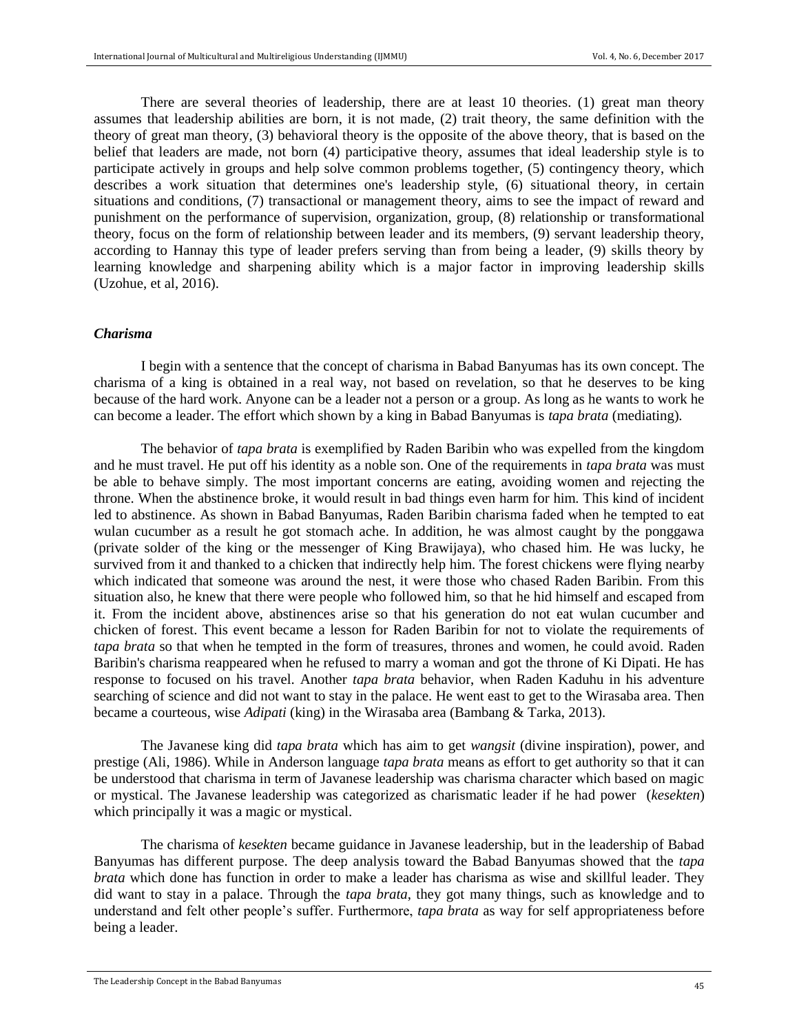There are several theories of leadership, there are at least 10 theories. (1) great man theory assumes that leadership abilities are born, it is not made, (2) trait theory, the same definition with the theory of great man theory, (3) behavioral theory is the opposite of the above theory, that is based on the belief that leaders are made, not born (4) participative theory, assumes that ideal leadership style is to participate actively in groups and help solve common problems together, (5) contingency theory, which describes a work situation that determines one's leadership style, (6) situational theory, in certain situations and conditions, (7) transactional or management theory, aims to see the impact of reward and punishment on the performance of supervision, organization, group, (8) relationship or transformational theory, focus on the form of relationship between leader and its members, (9) servant leadership theory, according to Hannay this type of leader prefers serving than from being a leader, (9) skills theory by learning knowledge and sharpening ability which is a major factor in improving leadership skills (Uzohue, et al, 2016).

### *Charisma*

I begin with a sentence that the concept of charisma in Babad Banyumas has its own concept. The charisma of a king is obtained in a real way, not based on revelation, so that he deserves to be king because of the hard work. Anyone can be a leader not a person or a group. As long as he wants to work he can become a leader. The effort which shown by a king in Babad Banyumas is *tapa brata* (mediating).

The behavior of *tapa brata* is exemplified by Raden Baribin who was expelled from the kingdom and he must travel. He put off his identity as a noble son. One of the requirements in *tapa brata* was must be able to behave simply. The most important concerns are eating, avoiding women and rejecting the throne. When the abstinence broke, it would result in bad things even harm for him. This kind of incident led to abstinence. As shown in Babad Banyumas, Raden Baribin charisma faded when he tempted to eat wulan cucumber as a result he got stomach ache. In addition, he was almost caught by the ponggawa (private solder of the king or the messenger of King Brawijaya), who chased him. He was lucky, he survived from it and thanked to a chicken that indirectly help him. The forest chickens were flying nearby which indicated that someone was around the nest, it were those who chased Raden Baribin. From this situation also, he knew that there were people who followed him, so that he hid himself and escaped from it. From the incident above, abstinences arise so that his generation do not eat wulan cucumber and chicken of forest. This event became a lesson for Raden Baribin for not to violate the requirements of *tapa brata* so that when he tempted in the form of treasures, thrones and women, he could avoid. Raden Baribin's charisma reappeared when he refused to marry a woman and got the throne of Ki Dipati. He has response to focused on his travel. Another *tapa brata* behavior, when Raden Kaduhu in his adventure searching of science and did not want to stay in the palace. He went east to get to the Wirasaba area. Then became a courteous, wise *Adipati* (king) in the Wirasaba area (Bambang & Tarka, 2013).

The Javanese king did *tapa brata* which has aim to get *wangsit* (divine inspiration), power, and prestige (Ali, 1986). While in Anderson language *tapa brata* means as effort to get authority so that it can be understood that charisma in term of Javanese leadership was charisma character which based on magic or mystical. The Javanese leadership was categorized as charismatic leader if he had power (*kesekten*) which principally it was a magic or mystical.

The charisma of *kesekten* became guidance in Javanese leadership, but in the leadership of Babad Banyumas has different purpose. The deep analysis toward the Babad Banyumas showed that the *tapa brata* which done has function in order to make a leader has charisma as wise and skillful leader. They did want to stay in a palace. Through the *tapa brata*, they got many things, such as knowledge and to understand and felt other people's suffer. Furthermore, *tapa brata* as way for self appropriateness before being a leader.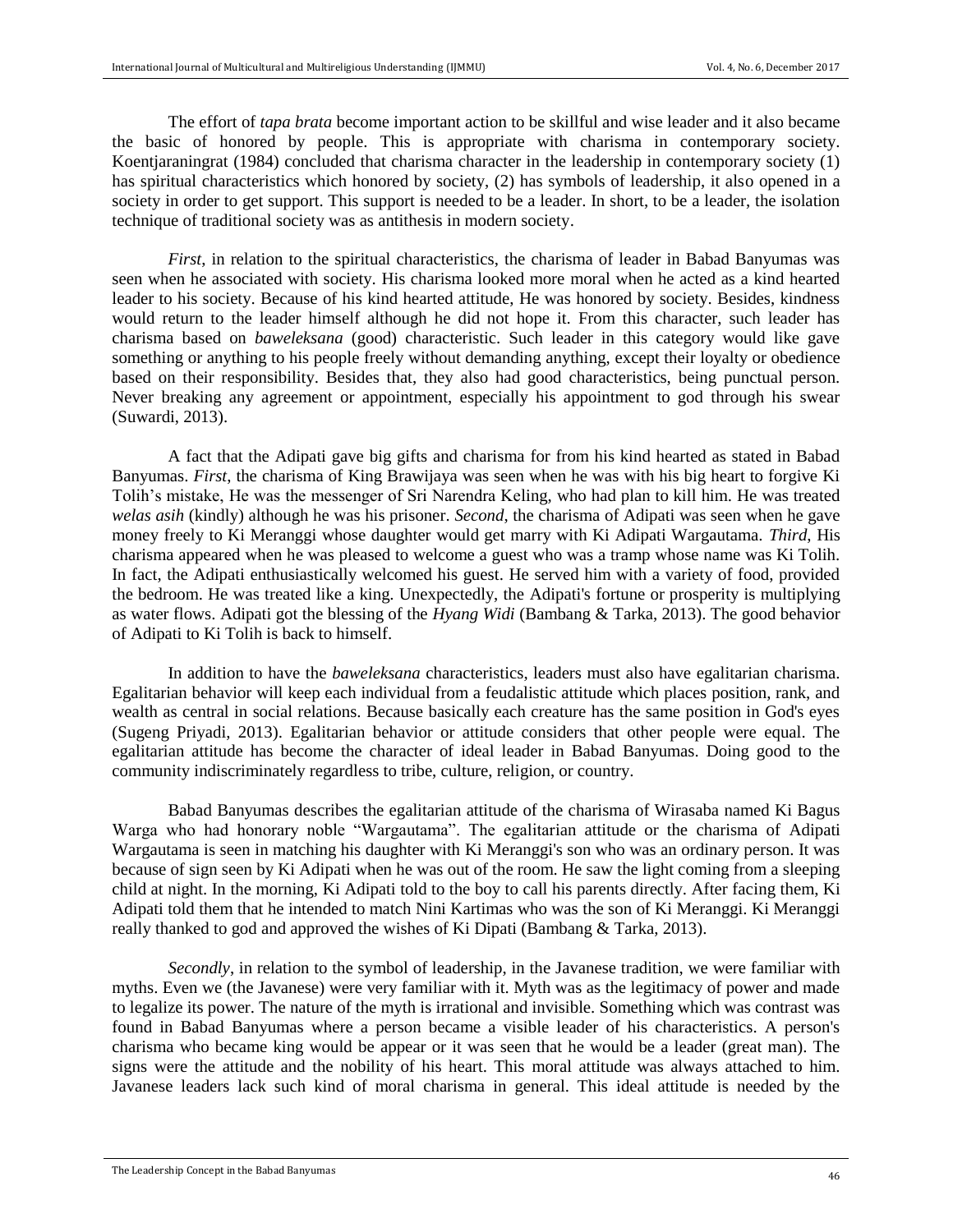The effort of *tapa brata* become important action to be skillful and wise leader and it also became the basic of honored by people. This is appropriate with charisma in contemporary society. Koentjaraningrat (1984) concluded that charisma character in the leadership in contemporary society (1) has spiritual characteristics which honored by society, (2) has symbols of leadership, it also opened in a society in order to get support. This support is needed to be a leader. In short, to be a leader, the isolation technique of traditional society was as antithesis in modern society.

*First*, in relation to the spiritual characteristics, the charisma of leader in Babad Banyumas was seen when he associated with society. His charisma looked more moral when he acted as a kind hearted leader to his society. Because of his kind hearted attitude, He was honored by society. Besides, kindness would return to the leader himself although he did not hope it. From this character, such leader has charisma based on *baweleksana* (good) characteristic. Such leader in this category would like gave something or anything to his people freely without demanding anything, except their loyalty or obedience based on their responsibility. Besides that, they also had good characteristics, being punctual person. Never breaking any agreement or appointment, especially his appointment to god through his swear (Suwardi, 2013).

A fact that the Adipati gave big gifts and charisma for from his kind hearted as stated in Babad Banyumas. *First*, the charisma of King Brawijaya was seen when he was with his big heart to forgive Ki Tolih's mistake, He was the messenger of Sri Narendra Keling, who had plan to kill him. He was treated *welas asih* (kindly) although he was his prisoner. *Second*, the charisma of Adipati was seen when he gave money freely to Ki Meranggi whose daughter would get marry with Ki Adipati Wargautama. *Third*, His charisma appeared when he was pleased to welcome a guest who was a tramp whose name was Ki Tolih. In fact, the Adipati enthusiastically welcomed his guest. He served him with a variety of food, provided the bedroom. He was treated like a king. Unexpectedly, the Adipati's fortune or prosperity is multiplying as water flows. Adipati got the blessing of the *Hyang Widi* (Bambang & Tarka, 2013). The good behavior of Adipati to Ki Tolih is back to himself.

In addition to have the *baweleksana* characteristics, leaders must also have egalitarian charisma. Egalitarian behavior will keep each individual from a feudalistic attitude which places position, rank, and wealth as central in social relations. Because basically each creature has the same position in God's eyes (Sugeng Priyadi, 2013). Egalitarian behavior or attitude considers that other people were equal. The egalitarian attitude has become the character of ideal leader in Babad Banyumas. Doing good to the community indiscriminately regardless to tribe, culture, religion, or country.

Babad Banyumas describes the egalitarian attitude of the charisma of Wirasaba named Ki Bagus Warga who had honorary noble "Wargautama". The egalitarian attitude or the charisma of Adipati Wargautama is seen in matching his daughter with Ki Meranggi's son who was an ordinary person. It was because of sign seen by Ki Adipati when he was out of the room. He saw the light coming from a sleeping child at night. In the morning, Ki Adipati told to the boy to call his parents directly. After facing them, Ki Adipati told them that he intended to match Nini Kartimas who was the son of Ki Meranggi. Ki Meranggi really thanked to god and approved the wishes of Ki Dipati (Bambang & Tarka, 2013).

*Secondly*, in relation to the symbol of leadership, in the Javanese tradition, we were familiar with myths. Even we (the Javanese) were very familiar with it. Myth was as the legitimacy of power and made to legalize its power. The nature of the myth is irrational and invisible. Something which was contrast was found in Babad Banyumas where a person became a visible leader of his characteristics. A person's charisma who became king would be appear or it was seen that he would be a leader (great man). The signs were the attitude and the nobility of his heart. This moral attitude was always attached to him. Javanese leaders lack such kind of moral charisma in general. This ideal attitude is needed by the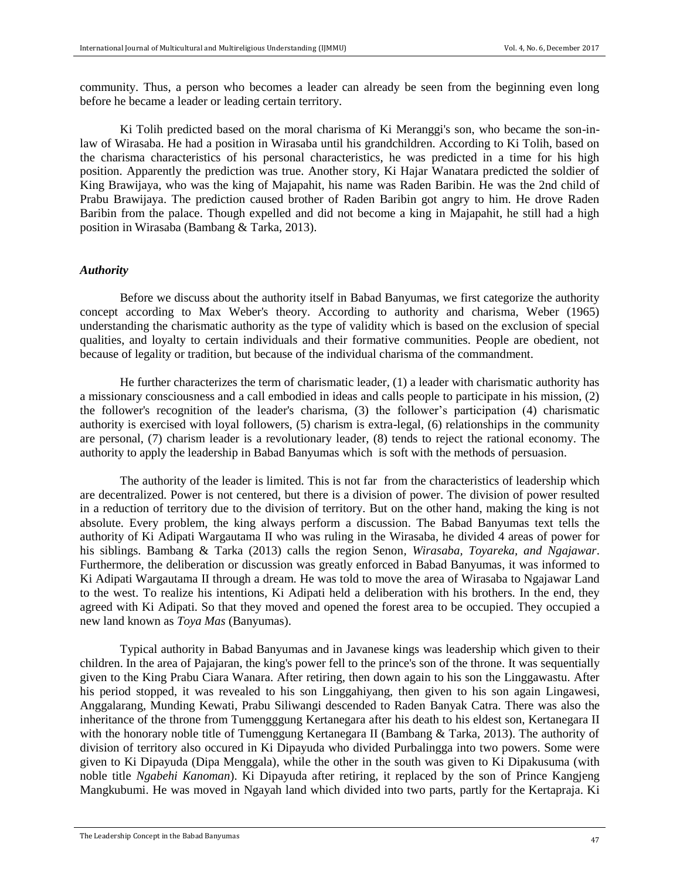community. Thus, a person who becomes a leader can already be seen from the beginning even long before he became a leader or leading certain territory.

Ki Tolih predicted based on the moral charisma of Ki Meranggi's son, who became the son-in-law of Wirasaba. He had a position in Wirasaba until his grandchildren. According to Ki Tolih, based on the charisma characteristics of his personal characteristics, he was predicted in a time for his high position. Apparently the prediction was true. Another story, Ki Hajar Wanatara predicted the soldier of King Brawijaya, who was the king of Majapahit, his name was Raden Baribin. He was the 2nd child of Prabu Brawijaya. The prediction caused brother of Raden Baribin got angry to him. He drove Raden Baribin from the palace. Though expelled and did not become a king in Majapahit, he still had a high position in Wirasaba (Bambang & Tarka, 2013).

### *Authority*

Before we discuss about the authority itself in Babad Banyumas, we first categorize the authority concept according to Max Weber's theory. According to authority and charisma, Weber (1965) understanding the charismatic authority as the type of validity which is based on the exclusion of special qualities, and loyalty to certain individuals and their formative communities. People are obedient, not because of legality or tradition, but because of the individual charisma of the commandment.

He further characterizes the term of charismatic leader, (1) a leader with charismatic authority has a missionary consciousness and a call embodied in ideas and calls people to participate in his mission, (2) the follower's recognition of the leader's charisma, (3) the follower's participation (4) charismatic authority is exercised with loyal followers, (5) charism is extra-legal, (6) relationships in the community are personal, (7) charism leader is a revolutionary leader, (8) tends to reject the rational economy. The authority to apply the leadership in Babad Banyumas which is soft with the methods of persuasion.

The authority of the leader is limited. This is not far from the characteristics of leadership which are decentralized. Power is not centered, but there is a division of power. The division of power resulted in a reduction of territory due to the division of territory. But on the other hand, making the king is not absolute. Every problem, the king always perform a discussion. The Babad Banyumas text tells the authority of Ki Adipati Wargautama II who was ruling in the Wirasaba, he divided 4 areas of power for his siblings. Bambang & Tarka (2013) calls the region Senon, *Wirasaba, Toyareka, and Ngajawar*. Furthermore, the deliberation or discussion was greatly enforced in Babad Banyumas, it was informed to Ki Adipati Wargautama II through a dream. He was told to move the area of Wirasaba to Ngajawar Land to the west. To realize his intentions, Ki Adipati held a deliberation with his brothers. In the end, they agreed with Ki Adipati. So that they moved and opened the forest area to be occupied. They occupied a new land known as *Toya Mas* (Banyumas).

Typical authority in Babad Banyumas and in Javanese kings was leadership which given to their children. In the area of Pajajaran, the king's power fell to the prince's son of the throne. It was sequentially given to the King Prabu Ciara Wanara. After retiring, then down again to his son the Linggawastu. After his period stopped, it was revealed to his son Linggahiyang, then given to his son again Lingawesi, Anggalarang, Munding Kewati, Prabu Siliwangi descended to Raden Banyak Catra. There was also the inheritance of the throne from Tumengggung Kertanegara after his death to his eldest son, Kertanegara II with the honorary noble title of Tumenggung Kertanegara II (Bambang & Tarka, 2013). The authority of division of territory also occured in Ki Dipayuda who divided Purbalingga into two powers. Some were given to Ki Dipayuda (Dipa Menggala), while the other in the south was given to Ki Dipakusuma (with noble title *Ngabehi Kanoman*). Ki Dipayuda after retiring, it replaced by the son of Prince Kangjeng Mangkubumi. He was moved in Ngayah land which divided into two parts, partly for the Kertapraja. Ki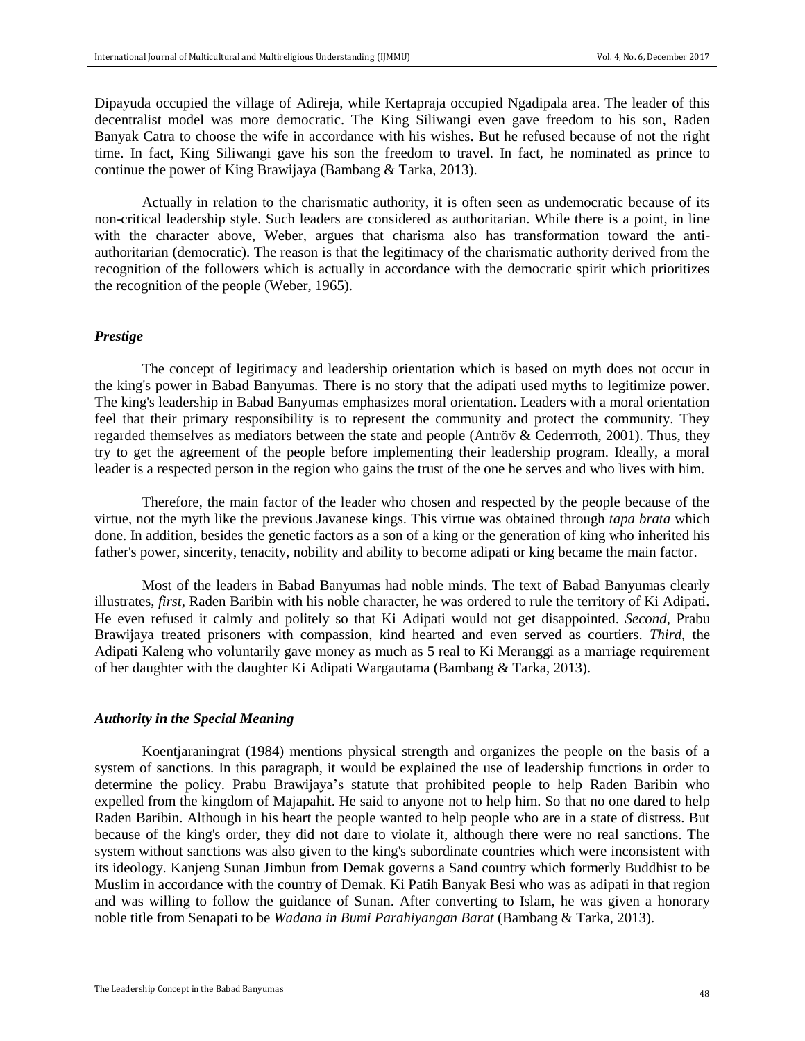Dipayuda occupied the village of Adireja, while Kertapraja occupied Ngadipala area. The leader of this decentralist model was more democratic. The King Siliwangi even gave freedom to his son, Raden Banyak Catra to choose the wife in accordance with his wishes. But he refused because of not the right time. In fact, King Siliwangi gave his son the freedom to travel. In fact, he nominated as prince to continue the power of King Brawijaya (Bambang & Tarka, 2013).

Actually in relation to the charismatic authority, it is often seen as undemocratic because of its non-critical leadership style. Such leaders are considered as authoritarian. While there is a point, in line with the character above, Weber, argues that charisma also has transformation toward the anti-authoritarian (democratic). The reason is that the legitimacy of the charismatic authority derived from the recognition of the followers which is actually in accordance with the democratic spirit which prioritizes the recognition of the people (Weber, 1965).

### *Prestige*

The concept of legitimacy and leadership orientation which is based on myth does not occur in the king's power in Babad Banyumas. There is no story that the adipati used myths to legitimize power. The king's leadership in Babad Banyumas emphasizes moral orientation. Leaders with a moral orientation feel that their primary responsibility is to represent the community and protect the community. They regarded themselves as mediators between the state and people (Antröv & Cederrroth, 2001). Thus, they try to get the agreement of the people before implementing their leadership program. Ideally, a moral leader is a respected person in the region who gains the trust of the one he serves and who lives with him.

Therefore, the main factor of the leader who chosen and respected by the people because of the virtue, not the myth like the previous Javanese kings. This virtue was obtained through *tapa brata* which done. In addition, besides the genetic factors as a son of a king or the generation of king who inherited his father's power, sincerity, tenacity, nobility and ability to become adipati or king became the main factor.

Most of the leaders in Babad Banyumas had noble minds. The text of Babad Banyumas clearly illustrates, *first*, Raden Baribin with his noble character, he was ordered to rule the territory of Ki Adipati. He even refused it calmly and politely so that Ki Adipati would not get disappointed. *Second*, Prabu Brawijaya treated prisoners with compassion, kind hearted and even served as courtiers. *Third*, the Adipati Kaleng who voluntarily gave money as much as 5 real to Ki Meranggi as a marriage requirement of her daughter with the daughter Ki Adipati Wargautama (Bambang & Tarka, 2013).

### *Authority in the Special Meaning*

Koentjaraningrat (1984) mentions physical strength and organizes the people on the basis of a system of sanctions. In this paragraph, it would be explained the use of leadership functions in order to determine the policy. Prabu Brawijaya's statute that prohibited people to help Raden Baribin who expelled from the kingdom of Majapahit. He said to anyone not to help him. So that no one dared to help Raden Baribin. Although in his heart the people wanted to help people who are in a state of distress. But because of the king's order, they did not dare to violate it, although there were no real sanctions. The system without sanctions was also given to the king's subordinate countries which were inconsistent with its ideology. Kanjeng Sunan Jimbun from Demak governs a Sand country which formerly Buddhist to be Muslim in accordance with the country of Demak. Ki Patih Banyak Besi who was as adipati in that region and was willing to follow the guidance of Sunan. After converting to Islam, he was given a honorary noble title from Senapati to be *Wadana in Bumi Parahiyangan Barat* (Bambang & Tarka, 2013).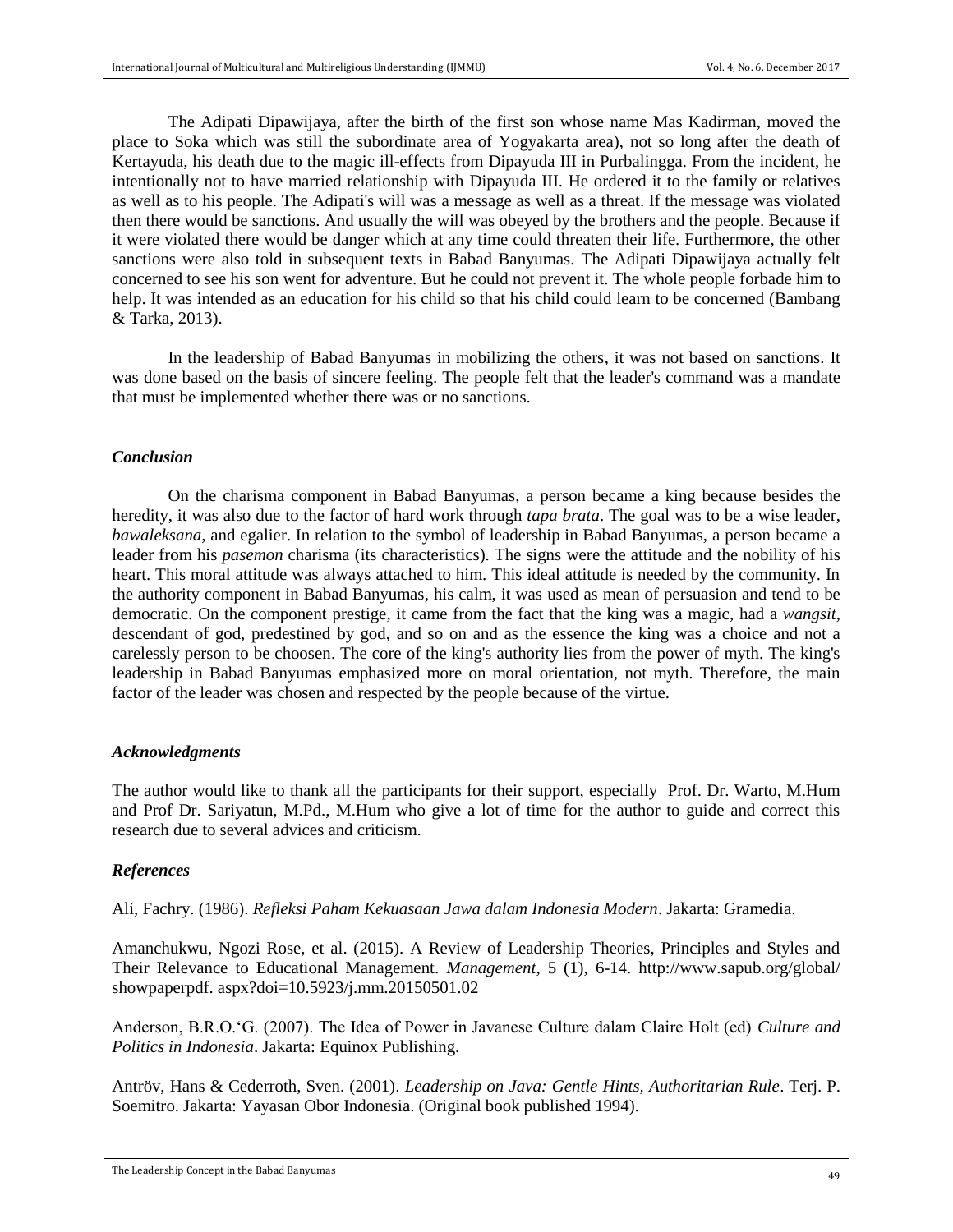The Adipati Dipawijaya, after the birth of the first son whose name Mas Kadirman, moved the place to Soka which was still the subordinate area of Yogyakarta area), not so long after the death of Kertayuda, his death due to the magic ill-effects from Dipayuda III in Purbalingga. From the incident, he intentionally not to have married relationship with Dipayuda III. He ordered it to the family or relatives as well as to his people. The Adipati's will was a message as well as a threat. If the message was violated then there would be sanctions. And usually the will was obeyed by the brothers and the people. Because if it were violated there would be danger which at any time could threaten their life. Furthermore, the other sanctions were also told in subsequent texts in Babad Banyumas. The Adipati Dipawijaya actually felt concerned to see his son went for adventure. But he could not prevent it. The whole people forbade him to help. It was intended as an education for his child so that his child could learn to be concerned (Bambang & Tarka, 2013).

In the leadership of Babad Banyumas in mobilizing the others, it was not based on sanctions. It was done based on the basis of sincere feeling. The people felt that the leader's command was a mandate that must be implemented whether there was or no sanctions.

### *Conclusion*

On the charisma component in Babad Banyumas, a person became a king because besides the heredity, it was also due to the factor of hard work through *tapa brata*. The goal was to be a wise leader, *bawaleksana*, and egalier. In relation to the symbol of leadership in Babad Banyumas, a person became a leader from his *pasemon* charisma (its characteristics). The signs were the attitude and the nobility of his heart. This moral attitude was always attached to him. This ideal attitude is needed by the community. In the authority component in Babad Banyumas, his calm, it was used as mean of persuasion and tend to be democratic. On the component prestige, it came from the fact that the king was a magic, had a *wangsit*, descendant of god, predestined by god, and so on and as the essence the king was a choice and not a carelessly person to be choosen. The core of the king's authority lies from the power of myth. The king's leadership in Babad Banyumas emphasized more on moral orientation, not myth. Therefore, the main factor of the leader was chosen and respected by the people because of the virtue.

### *Acknowledgments*

The author would like to thank all the participants for their support, especially Prof. Dr. Warto, M.Hum and Prof Dr. Sariyatun, M.Pd., M.Hum who give a lot of time for the author to guide and correct this research due to several advices and criticism.

### *References*

Ali, Fachry. (1986). *Refleksi Paham Kekuasaan Jawa dalam Indonesia Modern*. Jakarta: Gramedia.

Amanchukwu, Ngozi Rose, et al. (2015). A Review of Leadership Theories, Principles and Styles and Their Relevance to Educational Management. *Management*, 5 (1), 6-14. http://www.sapub.org/global/ showpaperpdf. aspx?doi=10.5923/j.mm.20150501.02

Anderson, B.R.O.'G. (2007). The Idea of Power in Javanese Culture dalam Claire Holt (ed) *Culture and Politics in Indonesia*. Jakarta: Equinox Publishing.

Antröv, Hans & Cederroth, Sven. (2001). *Leadership on Java: Gentle Hints, Authoritarian Rule*. Terj. P. Soemitro. Jakarta: Yayasan Obor Indonesia. (Original book published 1994).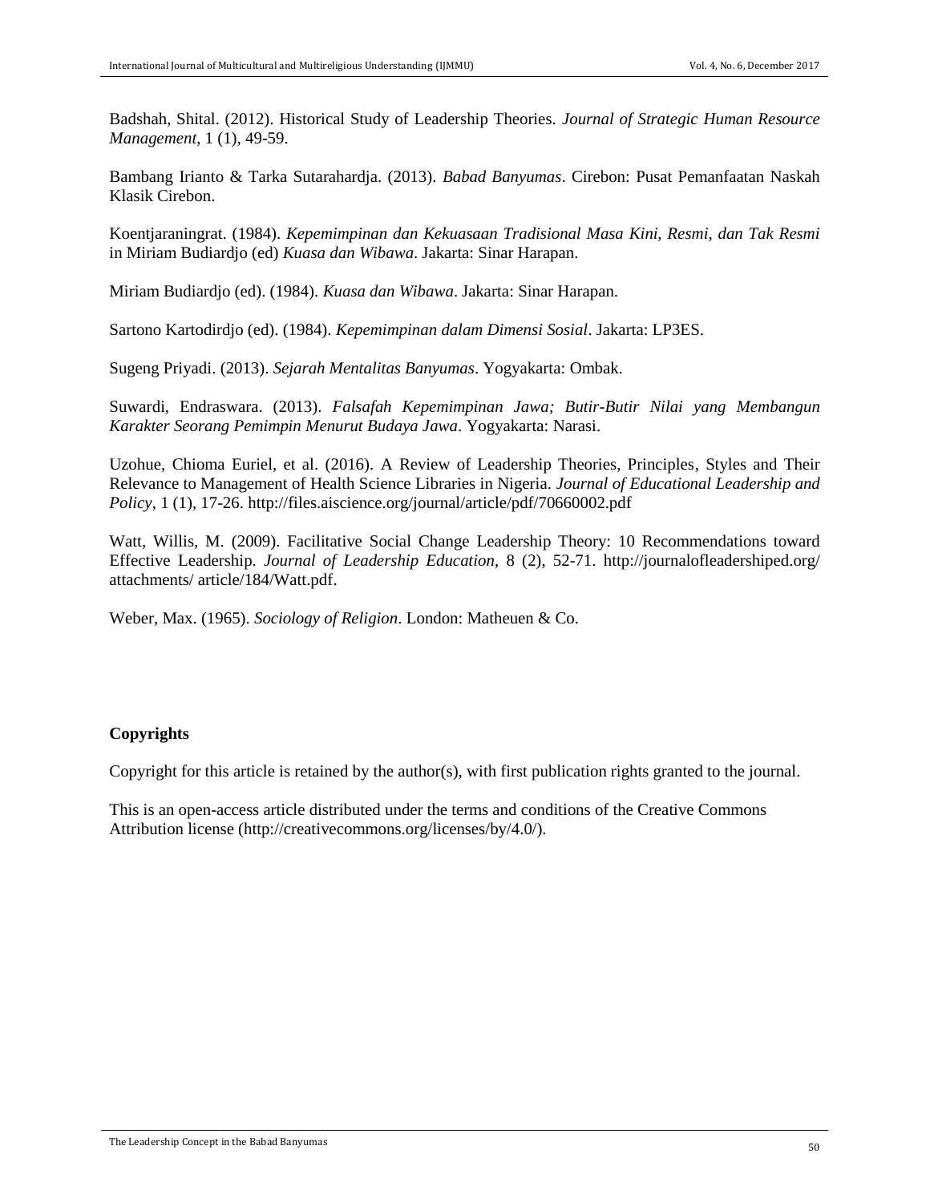Badshah, Shital. (2012). Historical Study of Leadership Theories. *Journal of Strategic Human Resource Management*, 1 (1), 49-59.

Bambang Irianto & Tarka Sutarahardja. (2013). *Babad Banyumas*. Cirebon: Pusat Pemanfaatan Naskah Klasik Cirebon.

Koentjaraningrat. (1984). *Kepemimpinan dan Kekuasaan Tradisional Masa Kini, Resmi, dan Tak Resmi* in Miriam Budiardjo (ed) *Kuasa dan Wibawa*. Jakarta: Sinar Harapan.

Miriam Budiardjo (ed). (1984). *Kuasa dan Wibawa*. Jakarta: Sinar Harapan.

Sartono Kartodirdjo (ed). (1984). *Kepemimpinan dalam Dimensi Sosial*. Jakarta: LP3ES.

Sugeng Priyadi. (2013). *Sejarah Mentalitas Banyumas*. Yogyakarta: Ombak.

Suwardi, Endraswara. (2013). *Falsafah Kepemimpinan Jawa; Butir-Butir Nilai yang Membangun Karakter Seorang Pemimpin Menurut Budaya Jawa*. Yogyakarta: Narasi.

Uzohue, Chioma Euriel, et al. (2016). A Review of Leadership Theories, Principles, Styles and Their Relevance to Management of Health Science Libraries in Nigeria. *Journal of Educational Leadership and Policy*, 1 (1), 17-26. http://files.aiscience.org/journal/article/pdf/70660002.pdf

Watt, Willis, M. (2009). Facilitative Social Change Leadership Theory: 10 Recommendations toward Effective Leadership. *Journal of Leadership Education*, 8 (2), 52-71. http://journalofleadershiped.org/ attachments/ article/184/Watt.pdf.

Weber, Max. (1965). *Sociology of Religion*. London: Matheuen & Co.

**Copyrights**

Copyright for this article is retained by the author(s), with first publication rights granted to the journal.

This is an open-access article distributed under the terms and conditions of the Creative Commons Attribution license (http://creativecommons.org/licenses/by/4.0/).